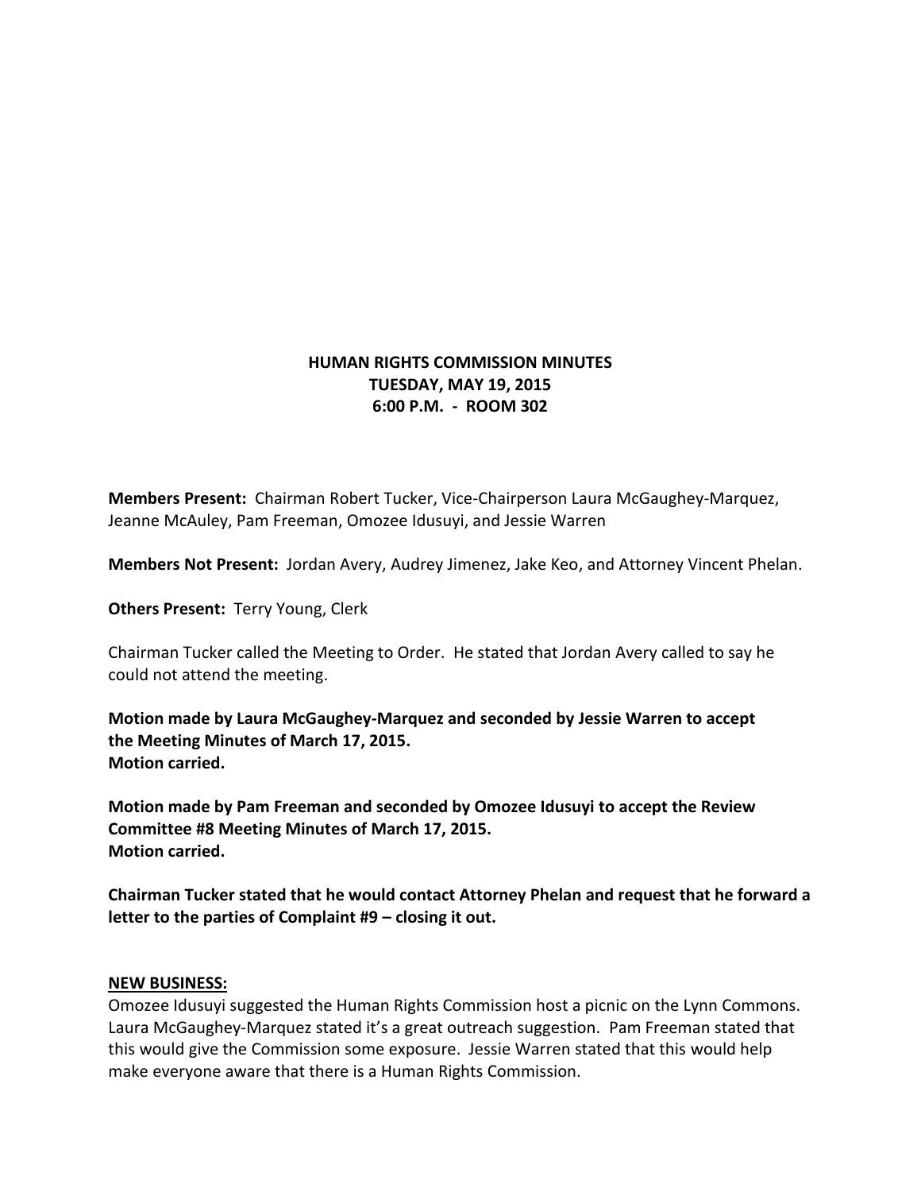**HUMAN RIGHTS COMMISSION MINUTES**
**TUESDAY, MAY 19, 2015**
**6:00 P.M. - ROOM 302**

**Members Present:** Chairman Robert Tucker, Vice-Chairperson Laura McGaughey-Marquez, Jeanne McAuley, Pam Freeman, Omozee Idusuyi, and Jessie Warren

**Members Not Present:** Jordan Avery, Audrey Jimenez, Jake Keo, and Attorney Vincent Phelan.

**Others Present:** Terry Young, Clerk

Chairman Tucker called the Meeting to Order. He stated that Jordan Avery called to say he could not attend the meeting.

**Motion made by Laura McGaughey-Marquez and seconded by Jessie Warren to accept the Meeting Minutes of March 17, 2015.**
**Motion carried.**

**Motion made by Pam Freeman and seconded by Omozee Idusuyi to accept the Review Committee #8 Meeting Minutes of March 17, 2015.**
**Motion carried.**

**Chairman Tucker stated that he would contact Attorney Phelan and request that he forward a letter to the parties of Complaint #9 – closing it out.**

**NEW BUSINESS:**

Omozee Idusuyi suggested the Human Rights Commission host a picnic on the Lynn Commons. Laura McGaughey-Marquez stated it's a great outreach suggestion. Pam Freeman stated that this would give the Commission some exposure. Jessie Warren stated that this would help make everyone aware that there is a Human Rights Commission.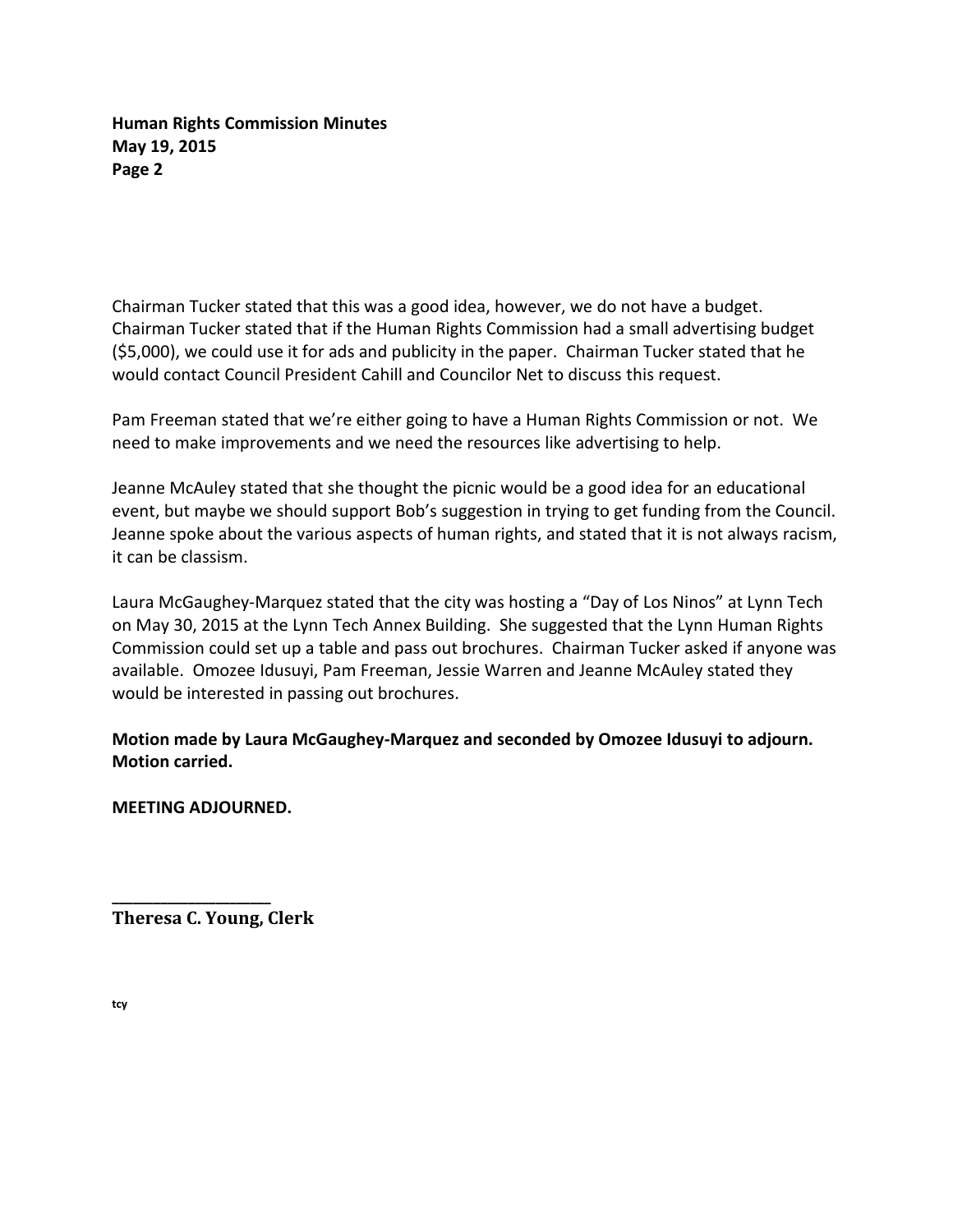Chairman Tucker stated that this was a good idea, however, we do not have a budget. Chairman Tucker stated that if the Human Rights Commission had a small advertising budget ($5,000), we could use it for ads and publicity in the paper. Chairman Tucker stated that he would contact Council President Cahill and Councilor Net to discuss this request.

Pam Freeman stated that we're either going to have a Human Rights Commission or not. We need to make improvements and we need the resources like advertising to help.

Jeanne McAuley stated that she thought the picnic would be a good idea for an educational event, but maybe we should support Bob's suggestion in trying to get funding from the Council. Jeanne spoke about the various aspects of human rights, and stated that it is not always racism, it can be classism.

Laura McGaughey-Marquez stated that the city was hosting a "Day of Los Ninos" at Lynn Tech on May 30, 2015 at the Lynn Tech Annex Building. She suggested that the Lynn Human Rights Commission could set up a table and pass out brochures. Chairman Tucker asked if anyone was available. Omozee Idusuyi, Pam Freeman, Jessie Warren and Jeanne McAuley stated they would be interested in passing out brochures.

**Motion made by Laura McGaughey-Marquez and seconded by Omozee Idusuyi to adjourn. Motion carried.**

**MEETING ADJOURNED.**

___________________

**Theresa C. Young, Clerk**

tcy